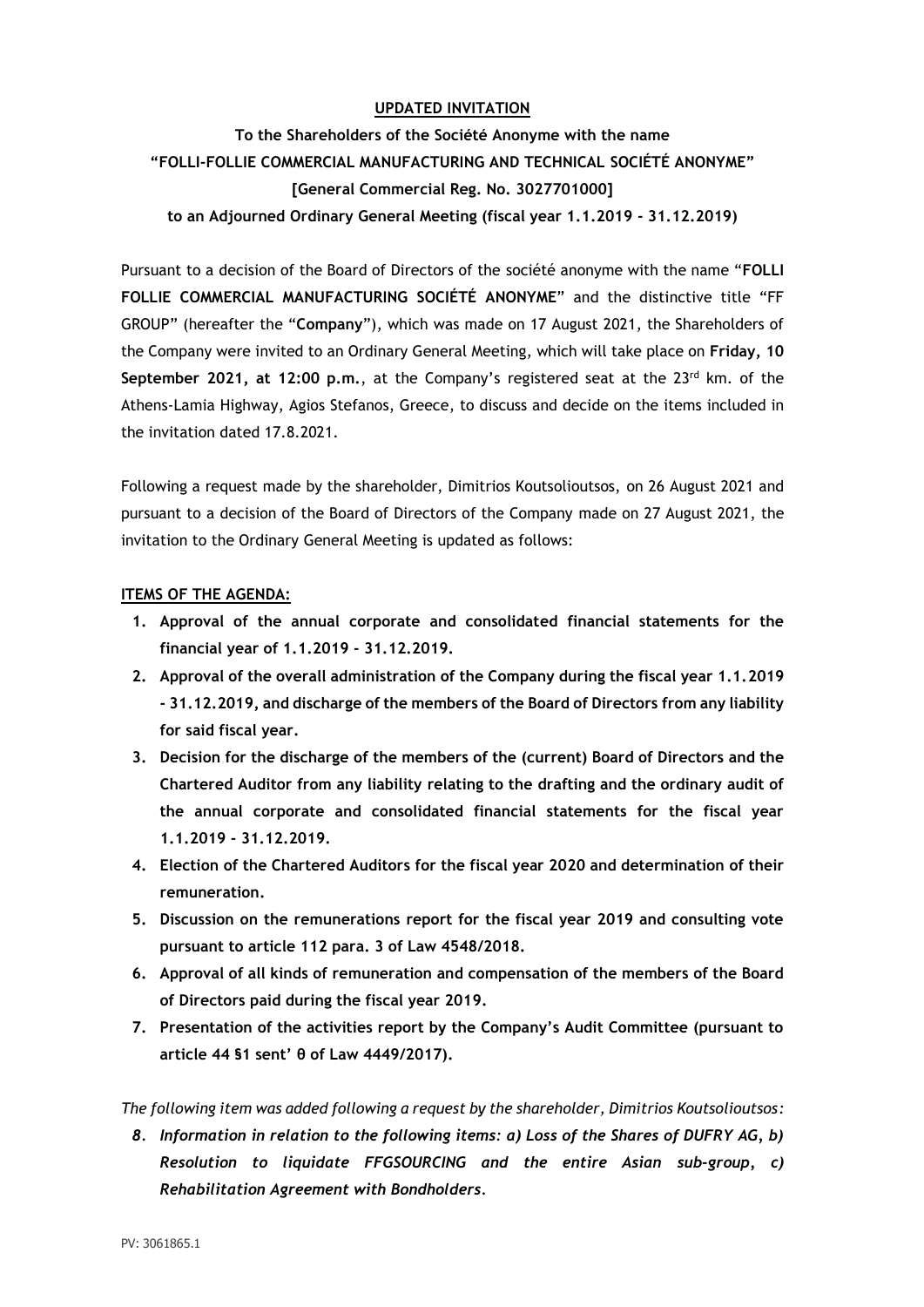**UPDATED INVITATION**

**To the Shareholders of the Société Anonyme with the name "FOLLI-FOLLIE COMMERCIAL MANUFACTURING AND TECHNICAL SOCIÉTÉ ANONYME" [General Commercial Reg. No. 3027701000] to an Adjourned Ordinary General Meeting (fiscal year 1.1.2019 – 31.12.2019)**

Pursuant to a decision of the Board of Directors of the société anonyme with the name "**FOLLI FOLLIE COMMERCIAL MANUFACTURING SOCIÉTÉ ANONYME**" and the distinctive title "FF GROUP" (hereafter the "**Company**"), which was made on 17 August 2021, the Shareholders of the Company were invited to an Ordinary General Meeting, which will take place on **Friday, 10 September 2021, at 12:00 p.m.**, at the Company's registered seat at the 23rd km. of the Athens-Lamia Highway, Agios Stefanos, Greece, to discuss and decide on the items included in the invitation dated 17.8.2021.

Following a request made by the shareholder, Dimitrios Koutsolioutsos, on 26 August 2021 and pursuant to a decision of the Board of Directors of the Company made on 27 August 2021, the invitation to the Ordinary General Meeting is updated as follows:

**ITEMS OF THE AGENDA:**

1. **Approval of the annual corporate and consolidated financial statements for the financial year of 1.1.2019 – 31.12.2019.**
2. **Approval of the overall administration of the Company during the fiscal year 1.1.2019 - 31.12.2019, and discharge of the members of the Board of Directors from any liability for said fiscal year.**
3. **Decision for the discharge of the members of the (current) Board of Directors and the Chartered Auditor from any liability relating to the drafting and the ordinary audit of the annual corporate and consolidated financial statements for the fiscal year 1.1.2019 – 31.12.2019.**
4. **Election of the Chartered Auditors for the fiscal year 2020 and determination of their remuneration.**
5. **Discussion on the remunerations report for the fiscal year 2019 and consulting vote pursuant to article 112 para. 3 of Law 4548/2018.**
6. **Approval of all kinds of remuneration and compensation of the members of the Board of Directors paid during the fiscal year 2019.**
7. **Presentation of the activities report by the Company's Audit Committee (pursuant to article 44 §1 sent' θ of Law 4449/2017).**

*The following item was added following a request by the shareholder, Dimitrios Koutsolioutsos:*

8. ***Information in relation to the following items: a) Loss of the Shares of DUFRY AG, b) Resolution to liquidate FFGSOURCING and the entire Asian sub-group, c) Rehabilitation Agreement with Bondholders.***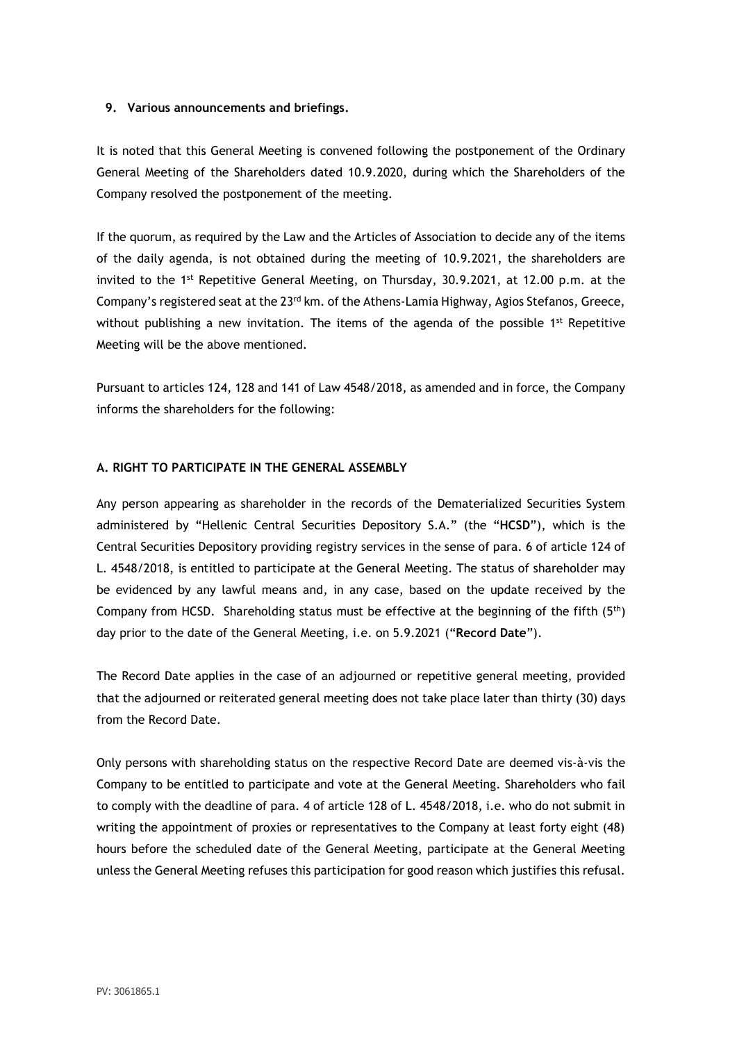**9. Various announcements and briefings.**

It is noted that this General Meeting is convened following the postponement of the Ordinary General Meeting of the Shareholders dated 10.9.2020, during which the Shareholders of the Company resolved the postponement of the meeting.

If the quorum, as required by the Law and the Articles of Association to decide any of the items of the daily agenda, is not obtained during the meeting of 10.9.2021, the shareholders are invited to the 1st Repetitive General Meeting, on Thursday, 30.9.2021, at 12.00 p.m. at the Company's registered seat at the 23rd km. of the Athens-Lamia Highway, Agios Stefanos, Greece, without publishing a new invitation. The items of the agenda of the possible 1st Repetitive Meeting will be the above mentioned.

Pursuant to articles 124, 128 and 141 of Law 4548/2018, as amended and in force, the Company informs the shareholders for the following:

**A. RIGHT TO PARTICIPATE IN THE GENERAL ASSEMBLY**

Any person appearing as shareholder in the records of the Dematerialized Securities System administered by "Hellenic Central Securities Depository S.A." (the "**HCSD**"), which is the Central Securities Depository providing registry services in the sense of para. 6 of article 124 of L. 4548/2018, is entitled to participate at the General Meeting. The status of shareholder may be evidenced by any lawful means and, in any case, based on the update received by the Company from HCSD. Shareholding status must be effective at the beginning of the fifth (5th) day prior to the date of the General Meeting, i.e. on 5.9.2021 ("**Record Date**").

The Record Date applies in the case of an adjourned or repetitive general meeting, provided that the adjourned or reiterated general meeting does not take place later than thirty (30) days from the Record Date.

Only persons with shareholding status on the respective Record Date are deemed vis-à-vis the Company to be entitled to participate and vote at the General Meeting. Shareholders who fail to comply with the deadline of para. 4 of article 128 of L. 4548/2018, i.e. who do not submit in writing the appointment of proxies or representatives to the Company at least forty eight (48) hours before the scheduled date of the General Meeting, participate at the General Meeting unless the General Meeting refuses this participation for good reason which justifies this refusal.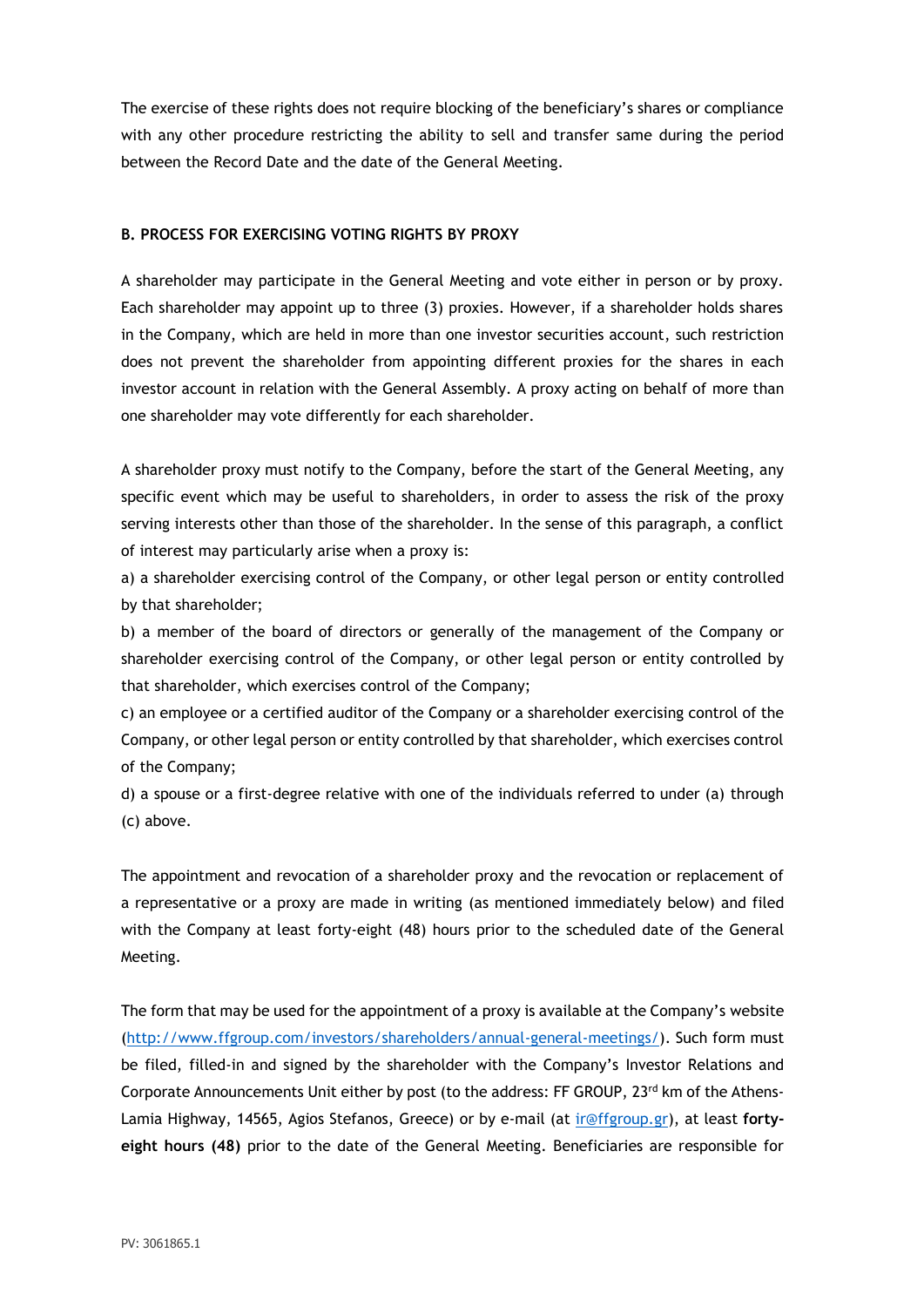The exercise of these rights does not require blocking of the beneficiary's shares or compliance with any other procedure restricting the ability to sell and transfer same during the period between the Record Date and the date of the General Meeting.

**B. PROCESS FOR EXERCISING VOTING RIGHTS BY PROXY**

A shareholder may participate in the General Meeting and vote either in person or by proxy. Each shareholder may appoint up to three (3) proxies. However, if a shareholder holds shares in the Company, which are held in more than one investor securities account, such restriction does not prevent the shareholder from appointing different proxies for the shares in each investor account in relation with the General Assembly. A proxy acting on behalf of more than one shareholder may vote differently for each shareholder.

A shareholder proxy must notify to the Company, before the start of the General Meeting, any specific event which may be useful to shareholders, in order to assess the risk of the proxy serving interests other than those of the shareholder. In the sense of this paragraph, a conflict of interest may particularly arise when a proxy is:

a) a shareholder exercising control of the Company, or other legal person or entity controlled by that shareholder;

b) a member of the board of directors or generally of the management of the Company or shareholder exercising control of the Company, or other legal person or entity controlled by that shareholder, which exercises control of the Company;

c) an employee or a certified auditor of the Company or a shareholder exercising control of the Company, or other legal person or entity controlled by that shareholder, which exercises control of the Company;

d) a spouse or a first-degree relative with one of the individuals referred to under (a) through (c) above.

The appointment and revocation of a shareholder proxy and the revocation or replacement of a representative or a proxy are made in writing (as mentioned immediately below) and filed with the Company at least forty-eight (48) hours prior to the scheduled date of the General Meeting.

The form that may be used for the appointment of a proxy is available at the Company's website (http://www.ffgroup.com/investors/shareholders/annual-general-meetings/). Such form must be filed, filled-in and signed by the shareholder with the Company's Investor Relations and Corporate Announcements Unit either by post (to the address: FF GROUP, 23rd km of the Athens-Lamia Highway, 14565, Agios Stefanos, Greece) or by e-mail (at ir@ffgroup.gr), at least **forty-eight hours (48)** prior to the date of the General Meeting. Beneficiaries are responsible for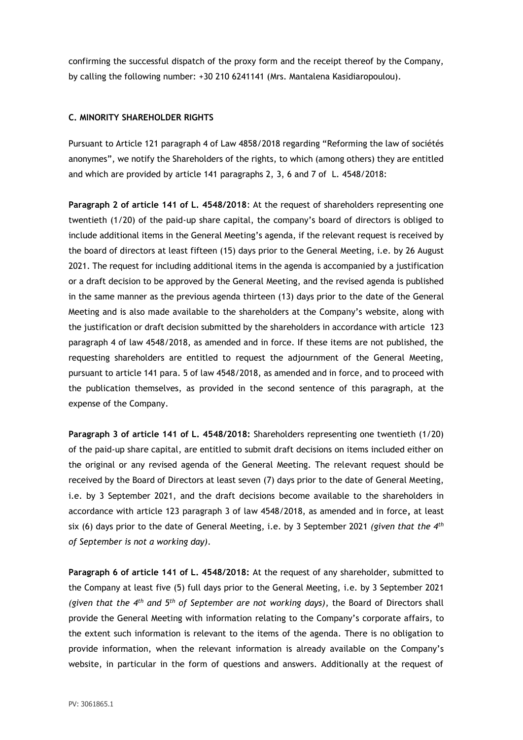confirming the successful dispatch of the proxy form and the receipt thereof by the Company, by calling the following number: +30 210 6241141 (Mrs. Mantalena Kasidiaropoulou).

**C. MINORITY SHAREHOLDER RIGHTS**

Pursuant to Article 121 paragraph 4 of Law 4858/2018 regarding "Reforming the law of sociétés anonymes", we notify the Shareholders of the rights, to which (among others) they are entitled and which are provided by article 141 paragraphs 2, 3, 6 and 7 of L. 4548/2018:

**Paragraph 2 of article 141 of L. 4548/2018**: At the request of shareholders representing one twentieth (1/20) of the paid-up share capital, the company's board of directors is obliged to include additional items in the General Meeting's agenda, if the relevant request is received by the board of directors at least fifteen (15) days prior to the General Meeting, i.e. by 26 August 2021. The request for including additional items in the agenda is accompanied by a justification or a draft decision to be approved by the General Meeting, and the revised agenda is published in the same manner as the previous agenda thirteen (13) days prior to the date of the General Meeting and is also made available to the shareholders at the Company's website, along with the justification or draft decision submitted by the shareholders in accordance with article 123 paragraph 4 of law 4548/2018, as amended and in force. If these items are not published, the requesting shareholders are entitled to request the adjournment of the General Meeting, pursuant to article 141 para. 5 of law 4548/2018, as amended and in force, and to proceed with the publication themselves, as provided in the second sentence of this paragraph, at the expense of the Company.

**Paragraph 3 of article 141 of L. 4548/2018:** Shareholders representing one twentieth (1/20) of the paid-up share capital, are entitled to submit draft decisions on items included either on the original or any revised agenda of the General Meeting. The relevant request should be received by the Board of Directors at least seven (7) days prior to the date of General Meeting, i.e. by 3 September 2021, and the draft decisions become available to the shareholders in accordance with article 123 paragraph 3 of law 4548/2018, as amended and in force**,** at least six (6) days prior to the date of General Meeting, i.e. by 3 September 2021 *(given that the 4th of September is not a working day)*.

**Paragraph 6 of article 141 of L. 4548/2018:** At the request of any shareholder, submitted to the Company at least five (5) full days prior to the General Meeting, i.e. by 3 September 2021 *(given that the 4th and 5th of September are not working days)*, the Board of Directors shall provide the General Meeting with information relating to the Company's corporate affairs, to the extent such information is relevant to the items of the agenda. There is no obligation to provide information, when the relevant information is already available on the Company's website, in particular in the form of questions and answers. Additionally at the request of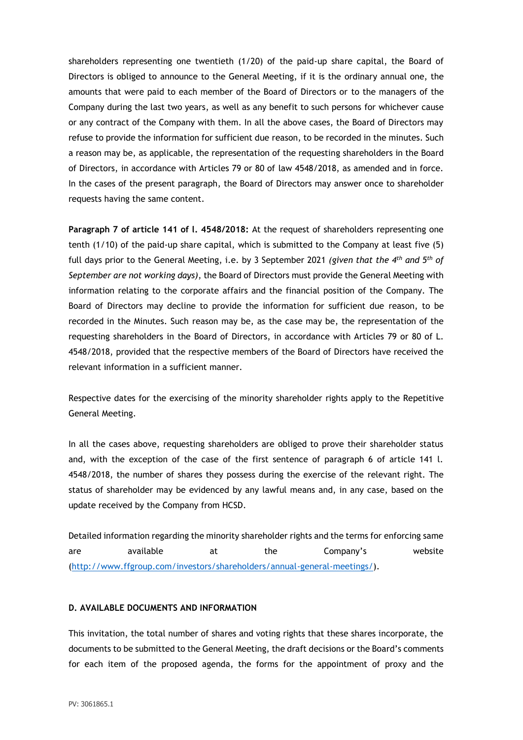shareholders representing one twentieth (1/20) of the paid-up share capital, the Board of Directors is obliged to announce to the General Meeting, if it is the ordinary annual one, the amounts that were paid to each member of the Board of Directors or to the managers of the Company during the last two years, as well as any benefit to such persons for whichever cause or any contract of the Company with them. In all the above cases, the Board of Directors may refuse to provide the information for sufficient due reason, to be recorded in the minutes. Such a reason may be, as applicable, the representation of the requesting shareholders in the Board of Directors, in accordance with Articles 79 or 80 of law 4548/2018, as amended and in force. In the cases of the present paragraph, the Board of Directors may answer once to shareholder requests having the same content.

**Paragraph 7 of article 141 of l. 4548/2018:** At the request of shareholders representing one tenth (1/10) of the paid-up share capital, which is submitted to the Company at least five (5) full days prior to the General Meeting, i.e. by 3 September 2021 *(given that the 4th and 5th of September are not working days)*, the Board of Directors must provide the General Meeting with information relating to the corporate affairs and the financial position of the Company. The Board of Directors may decline to provide the information for sufficient due reason, to be recorded in the Minutes. Such reason may be, as the case may be, the representation of the requesting shareholders in the Board of Directors, in accordance with Articles 79 or 80 of L. 4548/2018, provided that the respective members of the Board of Directors have received the relevant information in a sufficient manner.

Respective dates for the exercising of the minority shareholder rights apply to the Repetitive General Meeting.

In all the cases above, requesting shareholders are obliged to prove their shareholder status and, with the exception of the case of the first sentence of paragraph 6 of article 141 l. 4548/2018, the number of shares they possess during the exercise of the relevant right. The status of shareholder may be evidenced by any lawful means and, in any case, based on the update received by the Company from HCSD.

Detailed information regarding the minority shareholder rights and the terms for enforcing same are available at the Company's website (http://www.ffgroup.com/investors/shareholders/annual-general-meetings/).

**D. AVAILABLE DOCUMENTS AND INFORMATION**

This invitation, the total number of shares and voting rights that these shares incorporate, the documents to be submitted to the General Meeting, the draft decisions or the Board's comments for each item of the proposed agenda, the forms for the appointment of proxy and the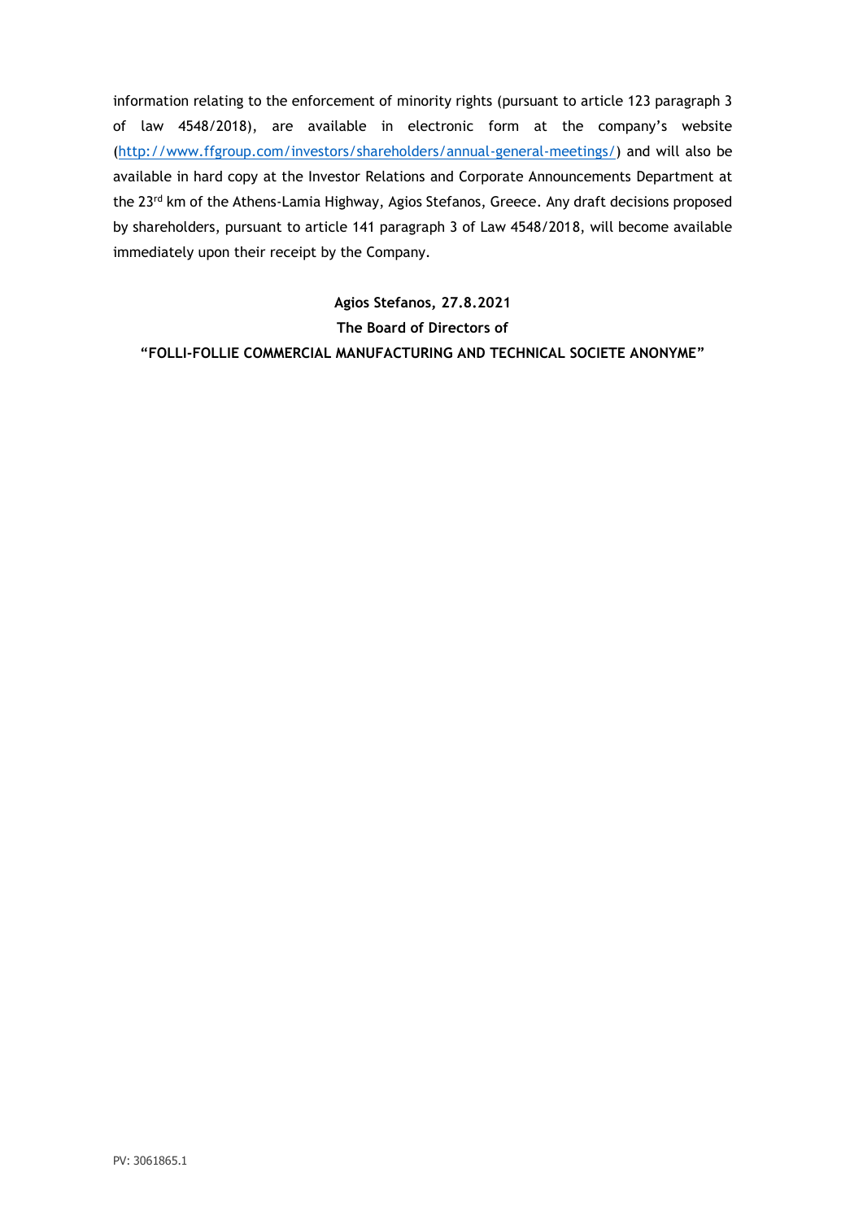information relating to the enforcement of minority rights (pursuant to article 123 paragraph 3 of law 4548/2018), are available in electronic form at the company's website (http://www.ffgroup.com/investors/shareholders/annual-general-meetings/) and will also be available in hard copy at the Investor Relations and Corporate Announcements Department at the 23rd km of the Athens-Lamia Highway, Agios Stefanos, Greece. Any draft decisions proposed by shareholders, pursuant to article 141 paragraph 3 of Law 4548/2018, will become available immediately upon their receipt by the Company.

**Agios Stefanos, 27.8.2021**

**The Board of Directors of**

**"FOLLI-FOLLIE COMMERCIAL MANUFACTURING AND TECHNICAL SOCIETE ANONYME"**

PV: 3061865.1